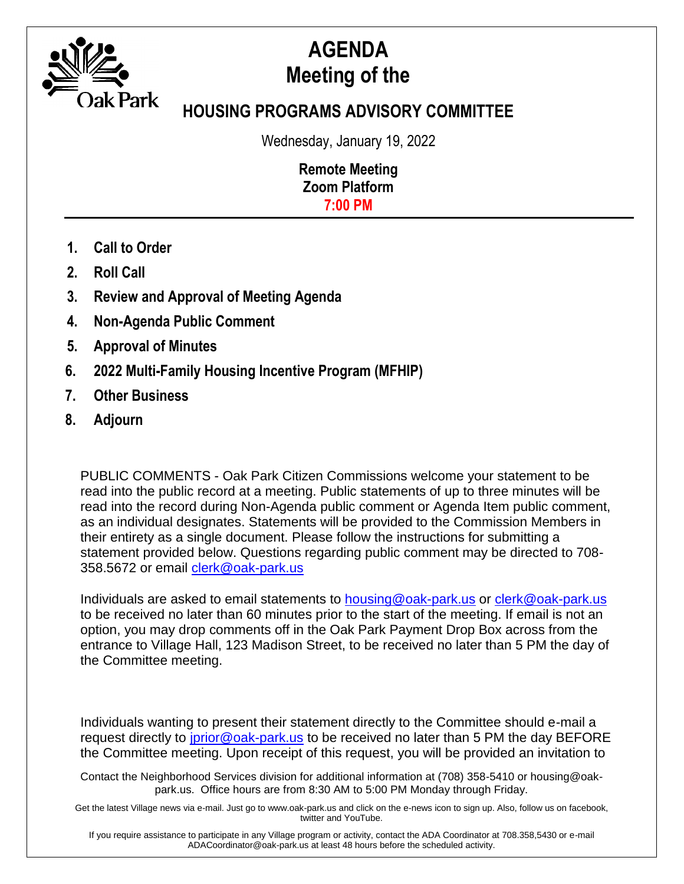Oak Park

# AGENDA
# Meeting of the

## HOUSING PROGRAMS ADVISORY COMMITTEE

Wednesday, January 19, 2022

**Remote Meeting**
**Zoom Platform**
**7:00 PM**

1. **Call to Order**
2. **Roll Call**
3. **Review and Approval of Meeting Agenda**
4. **Non-Agenda Public Comment**
5. **Approval of Minutes**
6. **2022 Multi-Family Housing Incentive Program (MFHIP)**
7. **Other Business**
8. **Adjourn**

PUBLIC COMMENTS - Oak Park Citizen Commissions welcome your statement to be read into the public record at a meeting. Public statements of up to three minutes will be read into the record during Non-Agenda public comment or Agenda Item public comment, as an individual designates. Statements will be provided to the Commission Members in their entirety as a single document. Please follow the instructions for submitting a statement provided below. Questions regarding public comment may be directed to 708-358.5672 or email clerk@oak-park.us

Individuals are asked to email statements to housing@oak-park.us or clerk@oak-park.us to be received no later than 60 minutes prior to the start of the meeting. If email is not an option, you may drop comments off in the Oak Park Payment Drop Box across from the entrance to Village Hall, 123 Madison Street, to be received no later than 5 PM the day of the Committee meeting.

Individuals wanting to present their statement directly to the Committee should e-mail a request directly to jprior@oak-park.us to be received no later than 5 PM the day BEFORE the Committee meeting. Upon receipt of this request, you will be provided an invitation to

Contact the Neighborhood Services division for additional information at (708) 358-5410 or housing@oak-park.us. Office hours are from 8:30 AM to 5:00 PM Monday through Friday.

Get the latest Village news via e-mail. Just go to www.oak-park.us and click on the e-news icon to sign up. Also, follow us on facebook, twitter and YouTube.

If you require assistance to participate in any Village program or activity, contact the ADA Coordinator at 708.358,5430 or e-mail ADACoordinator@oak-park.us at least 48 hours before the scheduled activity.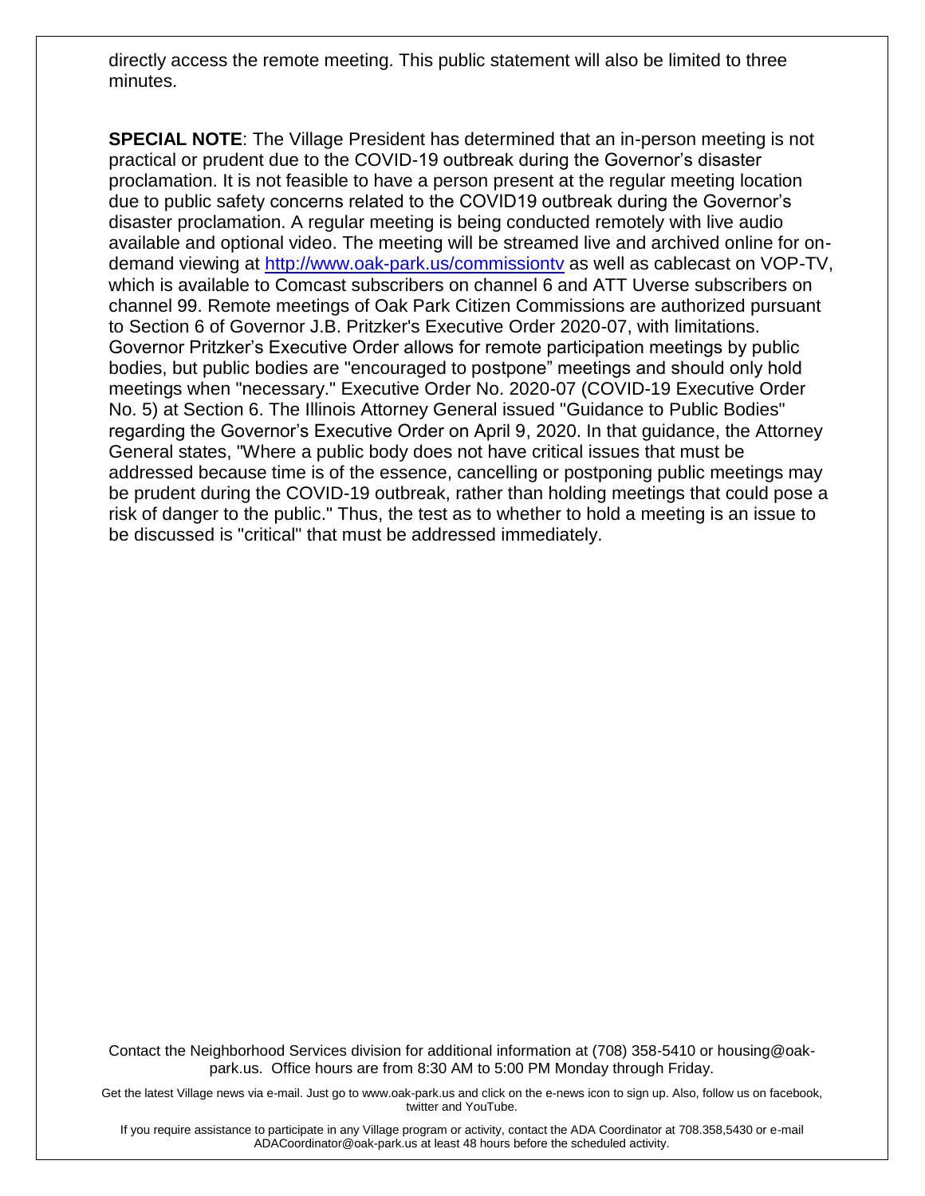directly access the remote meeting. This public statement will also be limited to three minutes.

**SPECIAL NOTE**: The Village President has determined that an in-person meeting is not practical or prudent due to the COVID-19 outbreak during the Governor's disaster proclamation. It is not feasible to have a person present at the regular meeting location due to public safety concerns related to the COVID19 outbreak during the Governor's disaster proclamation. A regular meeting is being conducted remotely with live audio available and optional video. The meeting will be streamed live and archived online for on-demand viewing at http://www.oak-park.us/commissiontv as well as cablecast on VOP-TV, which is available to Comcast subscribers on channel 6 and ATT Uverse subscribers on channel 99. Remote meetings of Oak Park Citizen Commissions are authorized pursuant to Section 6 of Governor J.B. Pritzker's Executive Order 2020-07, with limitations. Governor Pritzker's Executive Order allows for remote participation meetings by public bodies, but public bodies are "encouraged to postpone" meetings and should only hold meetings when "necessary." Executive Order No. 2020-07 (COVID-19 Executive Order No. 5) at Section 6. The Illinois Attorney General issued "Guidance to Public Bodies" regarding the Governor's Executive Order on April 9, 2020. In that guidance, the Attorney General states, "Where a public body does not have critical issues that must be addressed because time is of the essence, cancelling or postponing public meetings may be prudent during the COVID-19 outbreak, rather than holding meetings that could pose a risk of danger to the public." Thus, the test as to whether to hold a meeting is an issue to be discussed is "critical" that must be addressed immediately.

Contact the Neighborhood Services division for additional information at (708) 358-5410 or housing@oak-park.us. Office hours are from 8:30 AM to 5:00 PM Monday through Friday.

Get the latest Village news via e-mail. Just go to www.oak-park.us and click on the e-news icon to sign up. Also, follow us on facebook, twitter and YouTube.

If you require assistance to participate in any Village program or activity, contact the ADA Coordinator at 708.358,5430 or e-mail ADACoordinator@oak-park.us at least 48 hours before the scheduled activity.